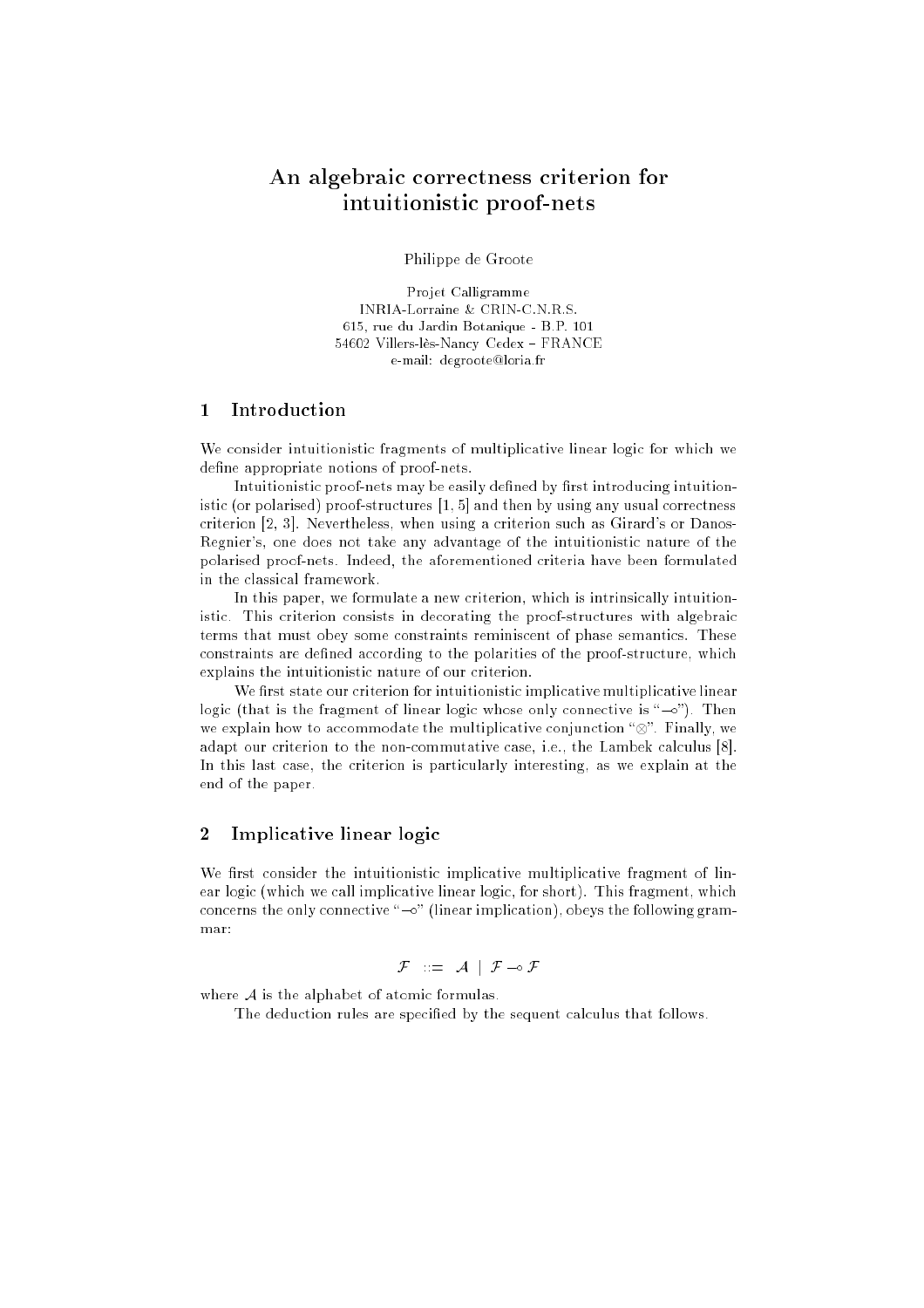# An algebraic correctness criterion for intuitionistic proof-nets

Philippe de Groote

Projet Calligramme
INRIA-Lorraine & CRIN-C.N.R.S.
615, rue du Jardin Botanique - B.P. 101
54602 Villers-lès-Nancy Cedex – FRANCE
e-mail: degroote@loria.fr

## 1 Introduction

We consider intuitionistic fragments of multiplicative linear logic for which we define appropriate notions of proof-nets.

Intuitionistic proof-nets may be easily defined by first introducing intuitionistic (or polarised) proof-structures [1, 5] and then by using any usual correctness criterion [2, 3]. Nevertheless, when using a criterion such as Girard's or Danos-Regnier's, one does not take any advantage of the intuitionistic nature of the polarised proof-nets. Indeed, the aforementioned criteria have been formulated in the classical framework.

In this paper, we formulate a new criterion, which is intrinsically intuitionistic. This criterion consists in decorating the proof-structures with algebraic terms that must obey some constraints reminiscent of phase semantics. These constraints are defined according to the polarities of the proof-structure, which explains the intuitionistic nature of our criterion.

We first state our criterion for intuitionistic implicative multiplicative linear logic (that is the fragment of linear logic whose only connective is "$\multimap$"). Then we explain how to accommodate the multiplicative conjunction "$\otimes$". Finally, we adapt our criterion to the non-commutative case, i.e., the Lambek calculus [8]. In this last case, the criterion is particularly interesting, as we explain at the end of the paper.

## 2 Implicative linear logic

We first consider the intuitionistic implicative multiplicative fragment of linear logic (which we call implicative linear logic, for short). This fragment, which concerns the only connective "$\multimap$" (linear implication), obeys the following grammar:

$$\mathcal{F} \ ::= \ \mathcal{A} \mid \mathcal{F} \multimap \mathcal{F}$$

where $\mathcal{A}$ is the alphabet of atomic formulas.

The deduction rules are specified by the sequent calculus that follows.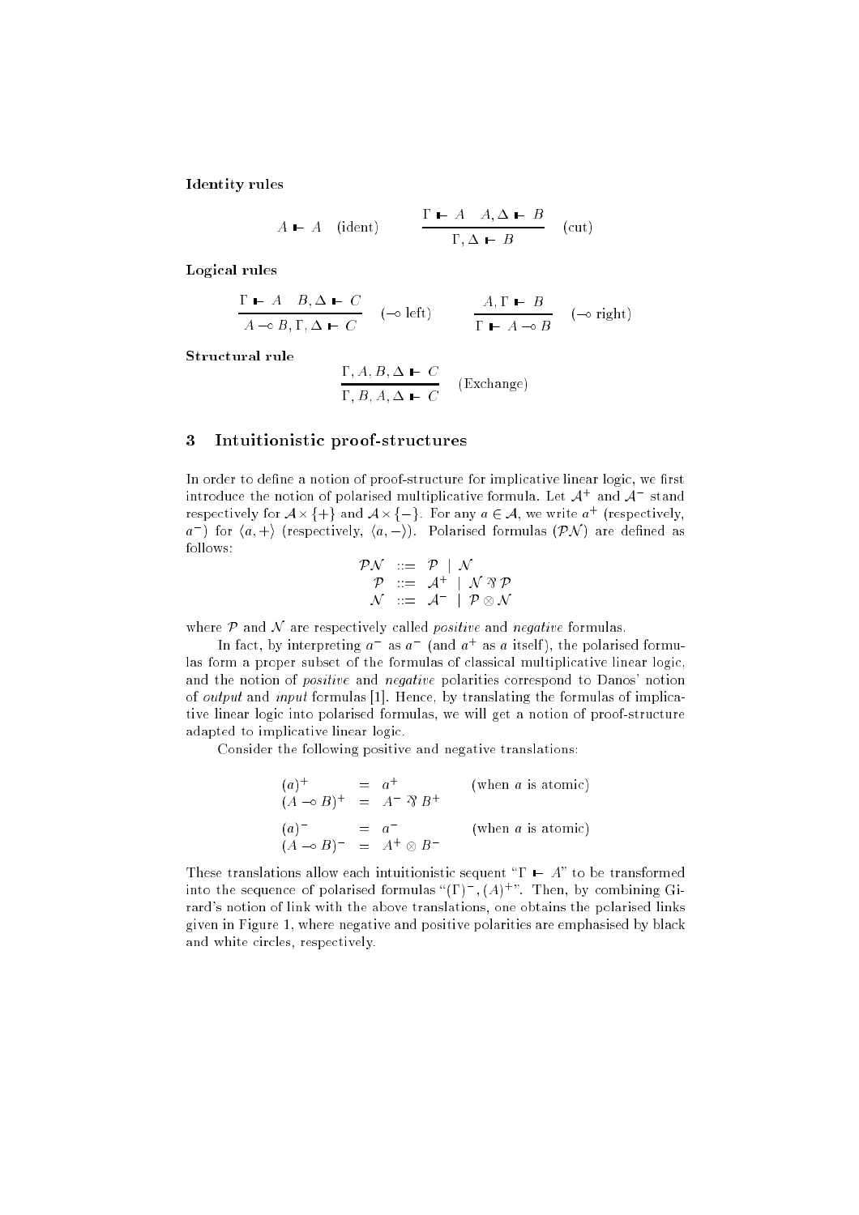**Identity rules**

$$A \vdash A \quad \text{(ident)} \qquad \frac{\Gamma \vdash A \quad A, \Delta \vdash B}{\Gamma, \Delta \vdash B} \quad \text{(cut)}$$

**Logical rules**

$$\frac{\Gamma \vdash A \quad B, \Delta \vdash C}{A \multimap B, \Gamma, \Delta \vdash C} \quad (\multimap \text{ left}) \qquad \frac{A, \Gamma \vdash B}{\Gamma \vdash A \multimap B} \quad (\multimap \text{ right})$$

**Structural rule**

$$\frac{\Gamma, A, B, \Delta \vdash C}{\Gamma, B, A, \Delta \vdash C} \quad \text{(Exchange)}$$

## 3 Intuitionistic proof-structures

In order to define a notion of proof-structure for implicative linear logic, we first introduce the notion of polarised multiplicative formula. Let $\mathcal{A}^+$ and $\mathcal{A}^-$ stand respectively for $\mathcal{A} \times \{+\}$ and $\mathcal{A} \times \{-\}$. For any $a \in \mathcal{A}$, we write $a^+$ (respectively, $a^-$) for $\langle a, + \rangle$ (respectively, $\langle a, - \rangle$). Polarised formulas ($\mathcal{PN}$) are defined as follows:

$$\begin{array}{rcl} \mathcal{PN} & ::= & \mathcal{P} \mid \mathcal{N} \\ \mathcal{P} & ::= & \mathcal{A}^+ \mid \mathcal{N} \mathbin{⅋} \mathcal{P} \\ \mathcal{N} & ::= & \mathcal{A}^- \mid \mathcal{P} \otimes \mathcal{N} \end{array}$$

where $\mathcal{P}$ and $\mathcal{N}$ are respectively called *positive* and *negative* formulas.

In fact, by interpreting $a^-$ as $a^-$ (and $a^+$ as $a$ itself), the polarised formulas form a proper subset of the formulas of classical multiplicative linear logic, and the notion of *positive* and *negative* polarities correspond to Danos' notion of *output* and *input* formulas [1]. Hence, by translating the formulas of implicative linear logic into polarised formulas, we will get a notion of proof-structure adapted to implicative linear logic.

Consider the following positive and negative translations:

$$\begin{array}{rcll} (a)^+ & = & a^+ & \text{(when } a \text{ is atomic)} \\ (A \multimap B)^+ & = & A^- \mathbin{⅋} B^+ & \\ & & & \\ (a)^- & = & a^- & \text{(when } a \text{ is atomic)} \\ (A \multimap B)^- & = & A^+ \otimes B^- & \end{array}$$

These translations allow each intuitionistic sequent "$\Gamma \vdash A$" to be transformed into the sequence of polarised formulas "$(\Gamma)^-, (A)^+$". Then, by combining Girard's notion of link with the above translations, one obtains the polarised links given in Figure 1, where negative and positive polarities are emphasised by black and white circles, respectively.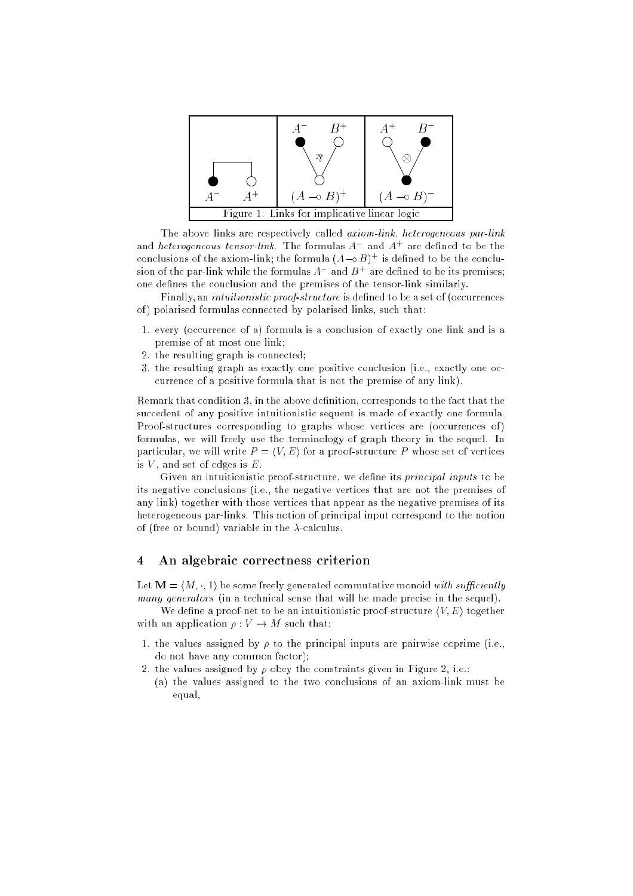| | | |
|---|---|---|
| $A^-$ $A^+$ (axiom-link) | $A^-$ $B^+$ ⅋ $(A \multimap B)^+$ | $A^+$ $B^-$ $\otimes$ $(A \multimap B)^-$ |

Figure 1: Links for implicative linear logic

The above links are respectively called *axiom-link*, *heterogeneous par-link* and *heterogeneous tensor-link*. The formulas $A^-$ and $A^+$ are defined to be the conclusions of the axiom-link; the formula $(A \multimap B)^+$ is defined to be the conclusion of the par-link while the formulas $A^-$ and $B^+$ are defined to be its premises; one defines the conclusion and the premises of the tensor-link similarly.

Finally, an *intuitionistic proof-structure* is defined to be a set of (occurrences of) polarised formulas connected by polarised links, such that:

1. every (occurrence of a) formula is a conclusion of exactly one link and is a premise of at most one link;
2. the resulting graph is connected;
3. the resulting graph as exactly one positive conclusion (i.e., exactly one occurrence of a positive formula that is not the premise of any link).

Remark that condition 3, in the above definition, corresponds to the fact that the succedent of any positive intuitionistic sequent is made of exactly one formula. Proof-structures corresponding to graphs whose vertices are (occurrences of) formulas, we will freely use the terminology of graph theory in the sequel. In particular, we will write $P = \langle V, E \rangle$ for a proof-structure $P$ whose set of vertices is $V$, and set of edges is $E$.

Given an intuitionistic proof-structure, we define its *principal inputs* to be its negative conclusions (i.e., the negative vertices that are not the premises of any link) together with those vertices that appear as the negative premises of its heterogeneous par-links. This notion of principal input correspond to the notion of (free or bound) variable in the $\lambda$-calculus.

## 4 An algebraic correctness criterion

Let $\mathbf{M} = \langle M, \cdot, 1 \rangle$ be some freely generated commutative monoid *with sufficiently many generators* (in a technical sense that will be made precise in the sequel).

We define a proof-net to be an intuitionistic proof-structure $\langle V, E \rangle$ together with an application $\rho : V \to M$ such that:

1. the values assigned by $\rho$ to the principal inputs are pairwise coprime (i.e., do not have any common factor);
2. the values assigned by $\rho$ obey the constraints given in Figure 2, i.e.:
   (a) the values assigned to the two conclusions of an axiom-link must be equal,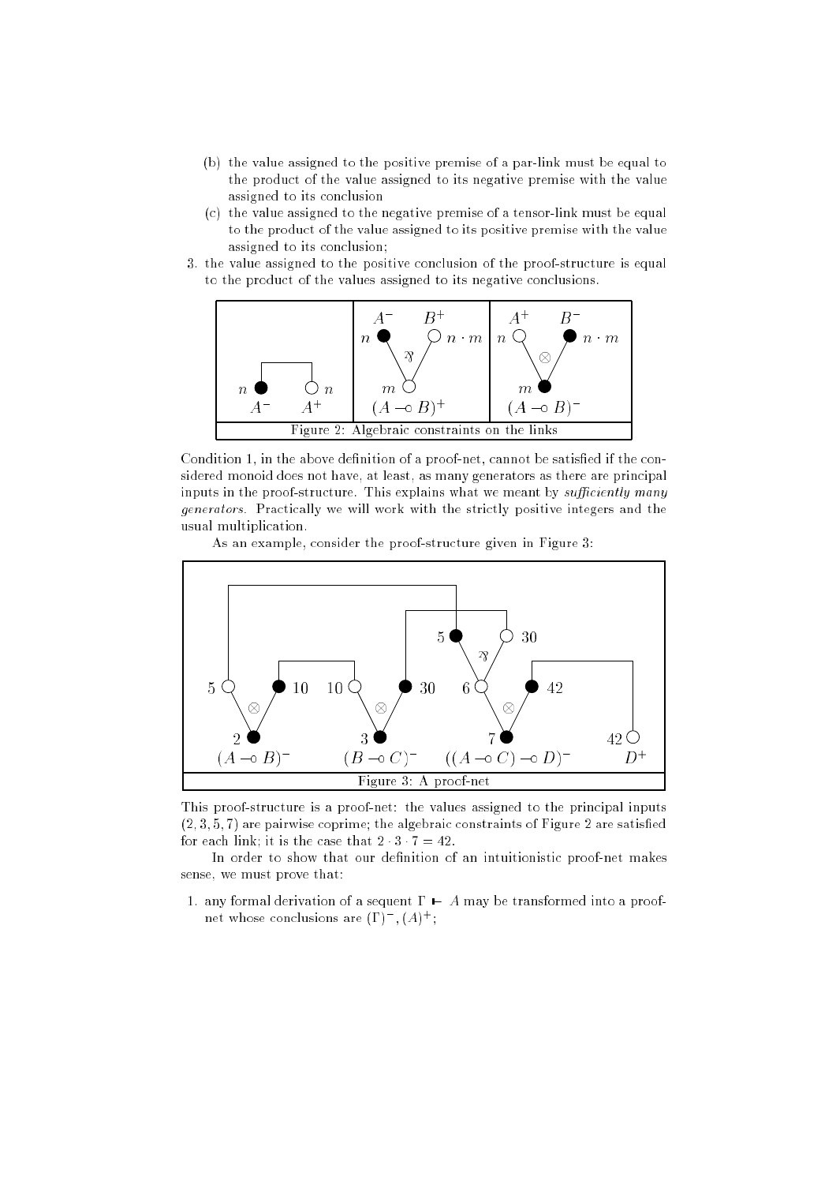(b) the value assigned to the positive premise of a par-link must be equal to the product of the value assigned to its negative premise with the value assigned to its conclusion

(c) the value assigned to the negative premise of a tensor-link must be equal to the product of the value assigned to its positive premise with the value assigned to its conclusion;

3. the value assigned to the positive conclusion of the proof-structure is equal to the product of the values assigned to its negative conclusions.

Figure 2: Algebraic constraints on the links

Condition 1, in the above definition of a proof-net, cannot be satisfied if the considered monoid does not have, at least, as many generators as there are principal inputs in the proof-structure. This explains what we meant by *sufficiently many generators*. Practically we will work with the strictly positive integers and the usual multiplication.

As an example, consider the proof-structure given in Figure 3:

Figure 3: A proof-net

This proof-structure is a proof-net: the values assigned to the principal inputs $(2, 3, 5, 7)$ are pairwise coprime; the algebraic constraints of Figure 2 are satisfied for each link; it is the case that $2 \cdot 3 \cdot 7 = 42$.

In order to show that our definition of an intuitionistic proof-net makes sense, we must prove that:

1. any formal derivation of a sequent $\Gamma \vdash A$ may be transformed into a proof-net whose conclusions are $(\Gamma)^-, (A)^+$;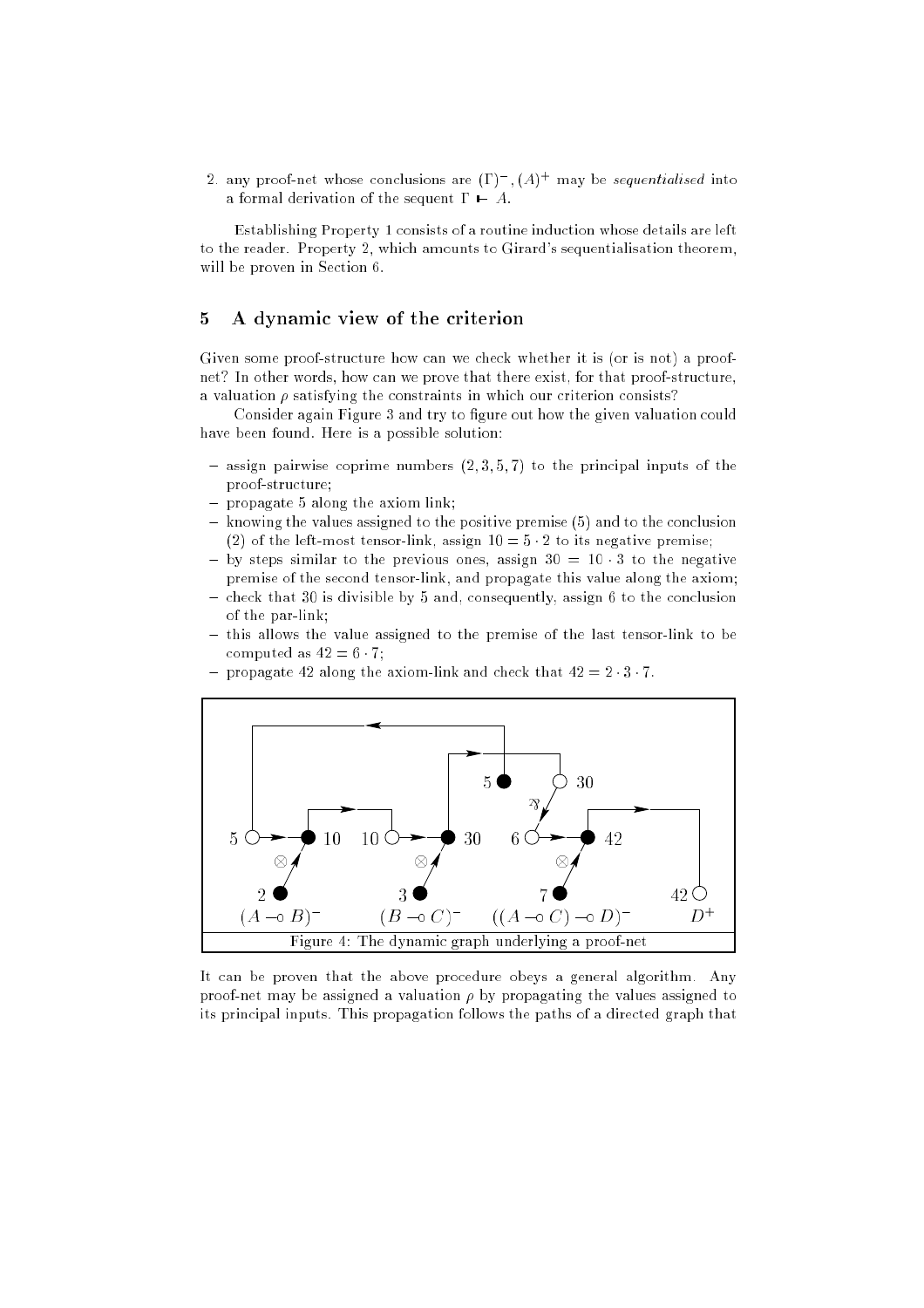2. any proof-net whose conclusions are $(\Gamma)^-, (A)^+$ may be *sequentialised* into a formal derivation of the sequent $\Gamma \vdash A$.

Establishing Property 1 consists of a routine induction whose details are left to the reader. Property 2, which amounts to Girard's sequentialisation theorem, will be proven in Section 6.

## 5 A dynamic view of the criterion

Given some proof-structure how can we check whether it is (or is not) a proof-net? In other words, how can we prove that there exist, for that proof-structure, a valuation $\rho$ satisfying the constraints in which our criterion consists?

Consider again Figure 3 and try to figure out how the given valuation could have been found. Here is a possible solution:

- assign pairwise coprime numbers $(2, 3, 5, 7)$ to the principal inputs of the proof-structure;
- propagate 5 along the axiom link;
- knowing the values assigned to the positive premise (5) and to the conclusion (2) of the left-most tensor-link, assign $10 = 5 \cdot 2$ to its negative premise;
- by steps similar to the previous ones, assign $30 = 10 \cdot 3$ to the negative premise of the second tensor-link, and propagate this value along the axiom;
- check that 30 is divisible by 5 and, consequently, assign 6 to the conclusion of the par-link;
- this allows the value assigned to the premise of the last tensor-link to be computed as $42 = 6 \cdot 7$;
- propagate 42 along the axiom-link and check that $42 = 2 \cdot 3 \cdot 7$.

Figure 4: The dynamic graph underlying a proof-net

It can be proven that the above procedure obeys a general algorithm. Any proof-net may be assigned a valuation $\rho$ by propagating the values assigned to its principal inputs. This propagation follows the paths of a directed graph that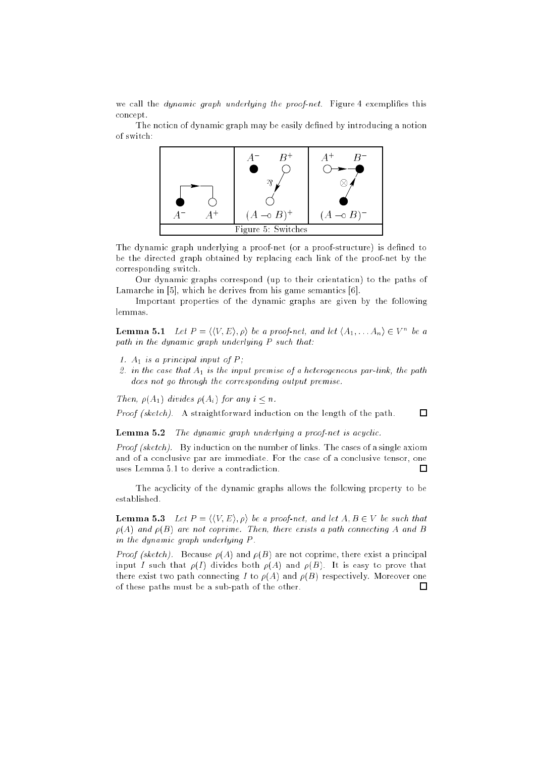we call the *dynamic graph underlying the proof-net*. Figure 4 exemplifies this concept.

The notion of dynamic graph may be easily defined by introducing a notion of switch:

Figure 5: Switches

The dynamic graph underlying a proof-net (or a proof-structure) is defined to be the directed graph obtained by replacing each link of the proof-net by the corresponding switch.

Our dynamic graphs correspond (up to their orientation) to the paths of Lamarche in [5], which he derives from his game semantics [6].

Important properties of the dynamic graphs are given by the following lemmas.

**Lemma 5.1** *Let $P = \langle\langle V, E\rangle, \rho\rangle$ be a proof-net, and let $\langle A_1, \ldots A_n\rangle \in V^n$ be a path in the dynamic graph underlying $P$ such that:*

1. *$A_1$ is a principal input of $P$;*
2. *in the case that $A_1$ is the input premise of a heterogeneous par-link, the path does not go through the corresponding output premise.*

*Then, $\rho(A_1)$ divides $\rho(A_i)$ for any $i \leq n$.*

*Proof (sketch).* A straightforward induction on the length of the path. □

**Lemma 5.2** *The dynamic graph underlying a proof-net is acyclic.*

*Proof (sketch).* By induction on the number of links. The cases of a single axiom and of a conclusive par are immediate. For the case of a conclusive tensor, one uses Lemma 5.1 to derive a contradiction. □

The acyclicity of the dynamic graphs allows the following property to be established.

**Lemma 5.3** *Let $P = \langle\langle V, E\rangle, \rho\rangle$ be a proof-net, and let $A, B \in V$ be such that $\rho(A)$ and $\rho(B)$ are not coprime. Then, there exists a path connecting $A$ and $B$ in the dynamic graph underlying $P$.*

*Proof (sketch).* Because $\rho(A)$ and $\rho(B)$ are not coprime, there exist a principal input $I$ such that $\rho(I)$ divides both $\rho(A)$ and $\rho(B)$. It is easy to prove that there exist two path connecting $I$ to $\rho(A)$ and $\rho(B)$ respectively. Moreover one of these paths must be a sub-path of the other. □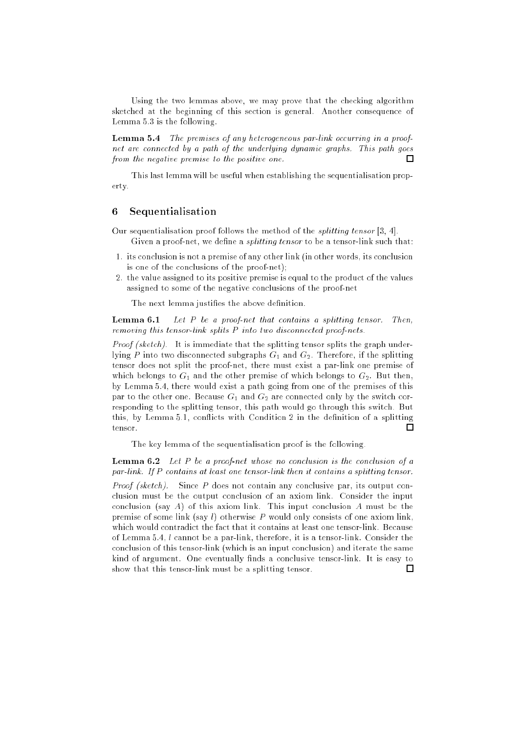Using the two lemmas above, we may prove that the checking algorithm sketched at the beginning of this section is general. Another consequence of Lemma 5.3 is the following.

**Lemma 5.4** *The premises of any heterogeneous par-link occurring in a proof-net are connected by a path of the underlying dynamic graphs. This path goes from the negative premise to the positive one.* □

This last lemma will be useful when establishing the sequentialisation property.

## 6 Sequentialisation

Our sequentialisation proof follows the method of the *splitting tensor* [3, 4].

Given a proof-net, we define a *splitting tensor* to be a tensor-link such that:

1. its conclusion is not a premise of any other link (in other words, its conclusion is one of the conclusions of the proof-net);
2. the value assigned to its positive premise is equal to the product of the values assigned to some of the negative conclusions of the proof-net

The next lemma justifies the above definition.

**Lemma 6.1** *Let $P$ be a proof-net that contains a splitting tensor. Then, removing this tensor-link splits $P$ into two disconnected proof-nets.*

*Proof (sketch).* It is immediate that the splitting tensor splits the graph underlying $P$ into two disconnected subgraphs $G_1$ and $G_2$. Therefore, if the splitting tensor does not split the proof-net, there must exist a par-link one premise of which belongs to $G_1$ and the other premise of which belongs to $G_2$. But then, by Lemma 5.4, there would exist a path going from one of the premises of this par to the other one. Because $G_1$ and $G_2$ are connected only by the switch corresponding to the splitting tensor, this path would go through this switch. But this, by Lemma 5.1, conflicts with Condition 2 in the definition of a splitting tensor. □

The key lemma of the sequentialisation proof is the following.

**Lemma 6.2** *Let $P$ be a proof-net whose no conclusion is the conclusion of a par-link. If $P$ contains at least one tensor-link then it contains a splitting tensor.*

*Proof (sketch).* Since $P$ does not contain any conclusive par, its output conclusion must be the output conclusion of an axiom link. Consider the input conclusion (say $A$) of this axiom link. This input conclusion $A$ must be the premise of some link (say $l$) otherwise $P$ would only consists of one axiom link, which would contradict the fact that it contains at least one tensor-link. Because of Lemma 5.4, $l$ cannot be a par-link, therefore, it is a tensor-link. Consider the conclusion of this tensor-link (which is an input conclusion) and iterate the same kind of argument. One eventually finds a conclusive tensor-link. It is easy to show that this tensor-link must be a splitting tensor. □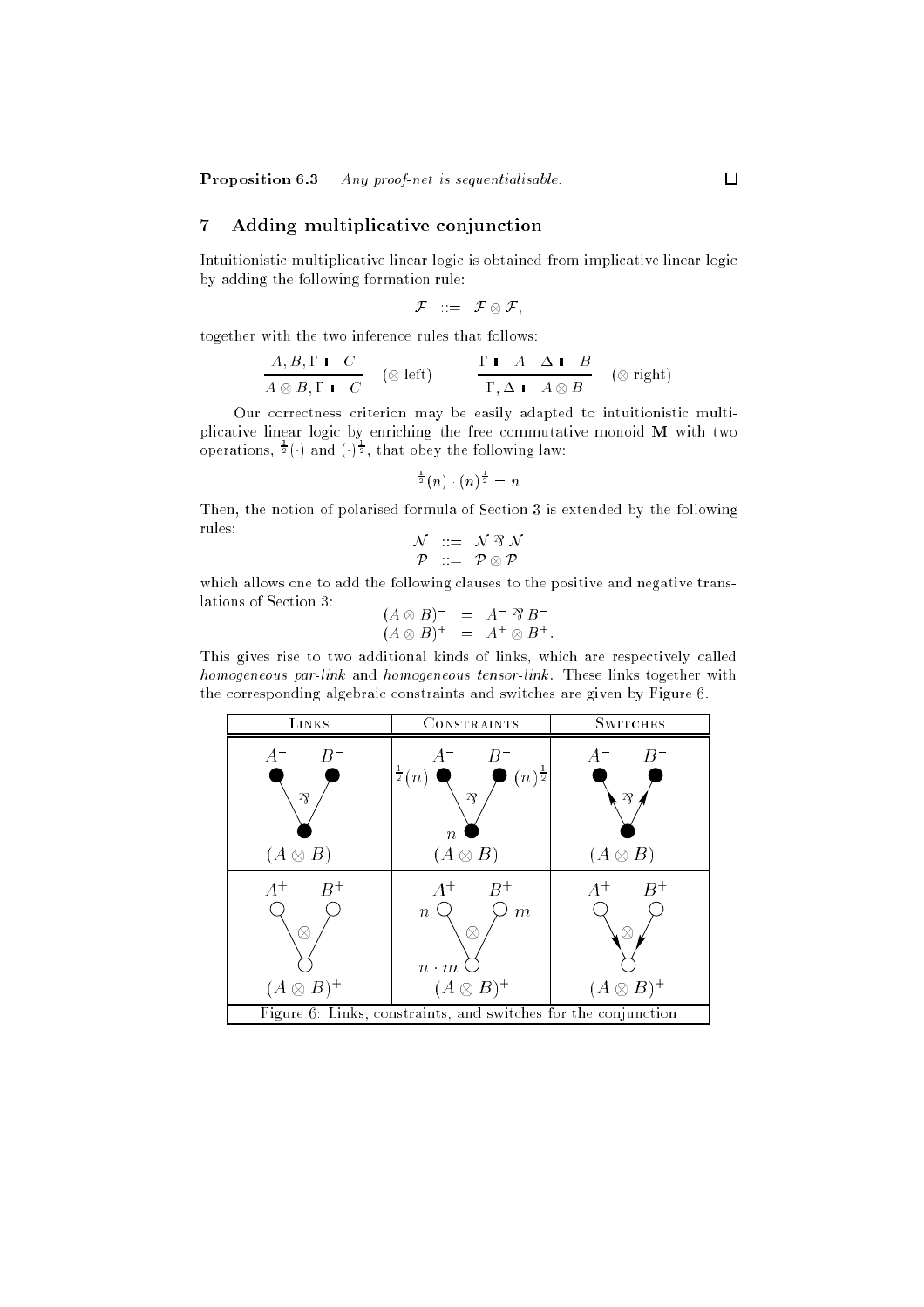**Proposition 6.3** *Any proof-net is sequentialisable.* □

## 7 Adding multiplicative conjunction

Intuitionistic multiplicative linear logic is obtained from implicative linear logic by adding the following formation rule:

$$\mathcal{F} \ ::= \ \mathcal{F} \otimes \mathcal{F},$$

together with the two inference rules that follows:

$$\frac{A, B, \Gamma \vdash C}{A \otimes B, \Gamma \vdash C} \ (\otimes \text{ left}) \qquad \frac{\Gamma \vdash A \quad \Delta \vdash B}{\Gamma, \Delta \vdash A \otimes B} \ (\otimes \text{ right})$$

Our correctness criterion may be easily adapted to intuitionistic multiplicative linear logic by enriching the free commutative monoid $\mathbf{M}$ with two operations, ${}^{\frac{1}{2}}(\cdot)$ and $(\cdot)^{\frac{1}{2}}$, that obey the following law:

$${}^{\frac{1}{2}}(n) \cdot (n)^{\frac{1}{2}} = n$$

Then, the notion of polarised formula of Section 3 is extended by the following rules:

$$\begin{array}{lcl} \mathcal{N} & ::= & \mathcal{N} \parr \mathcal{N} \\ \mathcal{P} & ::= & \mathcal{P} \otimes \mathcal{P}, \end{array}$$

which allows one to add the following clauses to the positive and negative translations of Section 3:

$$\begin{array}{lcl} (A \otimes B)^- & = & A^- \parr B^- \\ (A \otimes B)^+ & = & A^+ \otimes B^+. \end{array}$$

This gives rise to two additional kinds of links, which are respectively called *homogeneous par-link* and *homogeneous tensor-link*. These links together with the corresponding algebraic constraints and switches are given by Figure 6.

| Links | Constraints | Switches |
|---|---|---|
| $A^-$, $B^-$ ⅋ $(A \otimes B)^-$ | $A^-$: ${}^{\frac{1}{2}}(n)$, $B^-$: $(n)^{\frac{1}{2}}$, ⅋, $(A \otimes B)^-$: $n$ | $A^-$, $B^-$ ⅋ $(A \otimes B)^-$ |
| $A^+$, $B^+$ ⊗ $(A \otimes B)^+$ | $A^+$: $n$, $B^+$: $m$, ⊗, $(A \otimes B)^+$: $n \cdot m$ | $A^+$, $B^+$ ⊗ $(A \otimes B)^+$ |

Figure 6: Links, constraints, and switches for the conjunction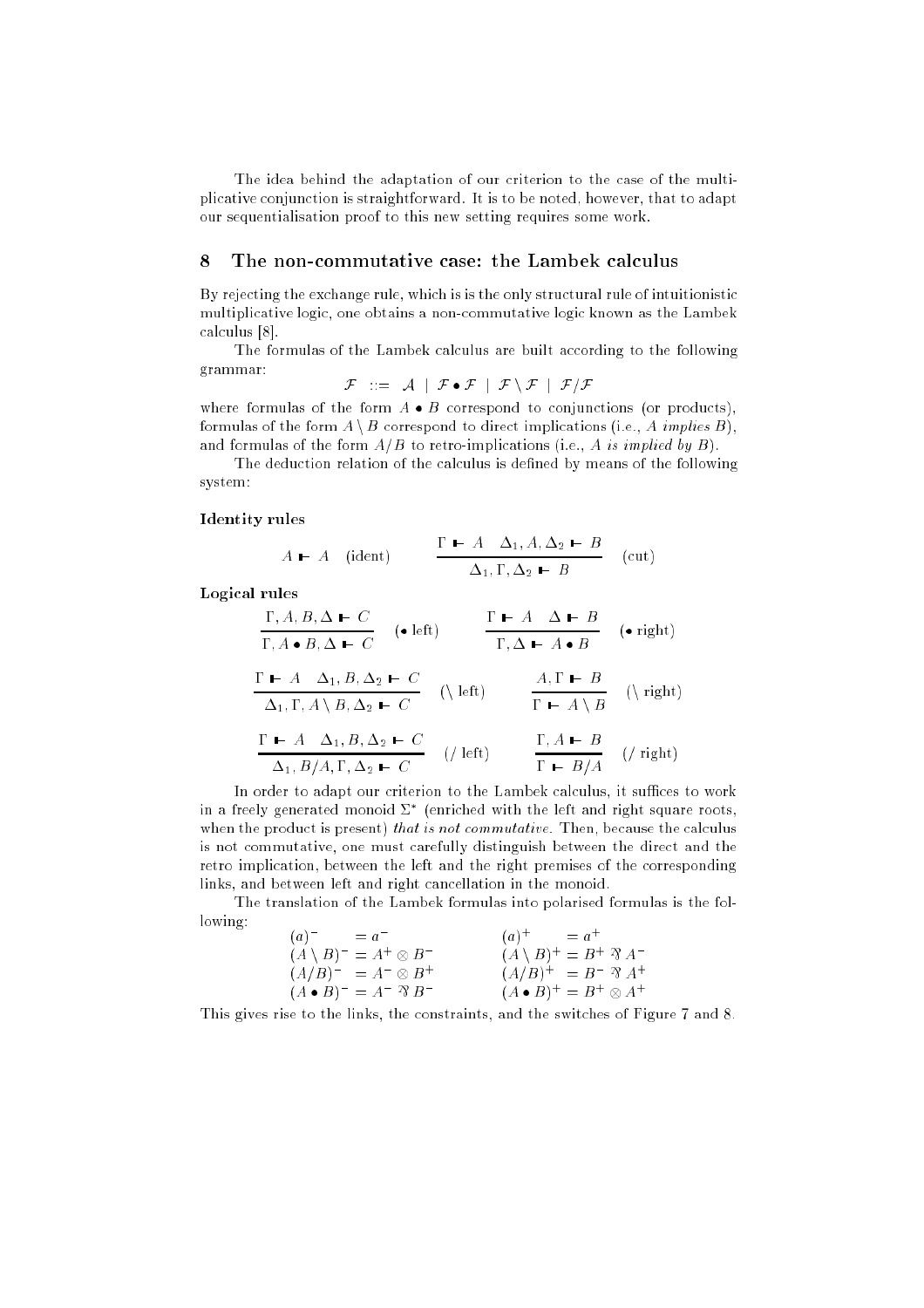The idea behind the adaptation of our criterion to the case of the multiplicative conjunction is straightforward. It is to be noted, however, that to adapt our sequentialisation proof to this new setting requires some work.

## 8 The non-commutative case: the Lambek calculus

By rejecting the exchange rule, which is is the only structural rule of intuitionistic multiplicative logic, one obtains a non-commutative logic known as the Lambek calculus [8].

The formulas of the Lambek calculus are built according to the following grammar:

$$\mathcal{F} \ ::= \ \mathcal{A} \ | \ \mathcal{F} \bullet \mathcal{F} \ | \ \mathcal{F} \setminus \mathcal{F} \ | \ \mathcal{F} / \mathcal{F}$$

where formulas of the form $A \bullet B$ correspond to conjunctions (or products), formulas of the form $A \setminus B$ correspond to direct implications (i.e., *A implies B*), and formulas of the form $A/B$ to retro-implications (i.e., *A is implied by B*).

The deduction relation of the calculus is defined by means of the following system:

**Identity rules**

$$A \vdash A \quad \text{(ident)} \qquad\qquad \frac{\Gamma \vdash A \quad \Delta_1, A, \Delta_2 \vdash B}{\Delta_1, \Gamma, \Delta_2 \vdash B} \quad \text{(cut)}$$

**Logical rules**

$$\frac{\Gamma, A, B, \Delta \vdash C}{\Gamma, A \bullet B, \Delta \vdash C} \quad (\bullet \text{ left}) \qquad\qquad \frac{\Gamma \vdash A \quad \Delta \vdash B}{\Gamma, \Delta \vdash A \bullet B} \quad (\bullet \text{ right})$$

$$\frac{\Gamma \vdash A \quad \Delta_1, B, \Delta_2 \vdash C}{\Delta_1, \Gamma, A \setminus B, \Delta_2 \vdash C} \quad (\setminus \text{ left}) \qquad\qquad \frac{A, \Gamma \vdash B}{\Gamma \vdash A \setminus B} \quad (\setminus \text{ right})$$

$$\frac{\Gamma \vdash A \quad \Delta_1, B, \Delta_2 \vdash C}{\Delta_1, B/A, \Gamma, \Delta_2 \vdash C} \quad (/ \text{ left}) \qquad\qquad \frac{\Gamma, A \vdash B}{\Gamma \vdash B/A} \quad (/ \text{ right})$$

In order to adapt our criterion to the Lambek calculus, it suffices to work in a freely generated monoid $\Sigma^*$ (enriched with the left and right square roots, when the product is present) *that is not commutative*. Then, because the calculus is not commutative, one must carefully distinguish between the direct and the retro implication, between the left and the right premises of the corresponding links, and between left and right cancellation in the monoid.

The translation of the Lambek formulas into polarised formulas is the following:

$$\begin{array}{ll}
(a)^- \quad\;\; = a^- & (a)^+ \quad\;\; = a^+ \\
(A \setminus B)^- = A^+ \otimes B^- & (A \setminus B)^+ = B^+ \parr A^- \\
(A/B)^- \;\, = A^- \otimes B^+ & (A/B)^+ \;\, = B^- \parr A^+ \\
(A \bullet B)^- = A^- \parr B^- & (A \bullet B)^+ = B^+ \otimes A^+
\end{array}$$

This gives rise to the links, the constraints, and the switches of Figure 7 and 8.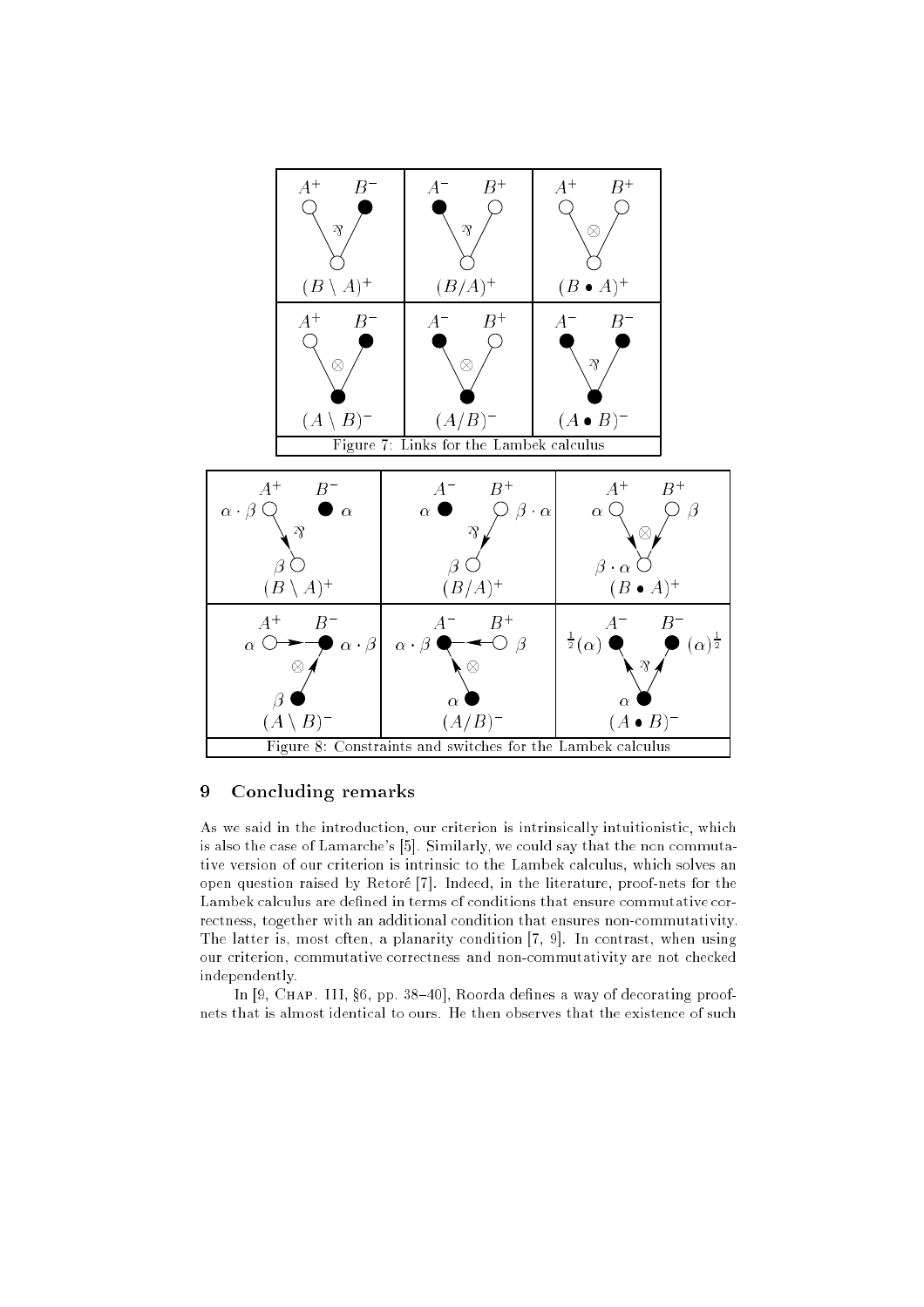Figure 7: Links for the Lambek calculus

Figure 8: Constraints and switches for the Lambek calculus

## 9 Concluding remarks

As we said in the introduction, our criterion is intrinsically intuitionistic, which is also the case of Lamarche's [5]. Similarly, we could say that the non commutative version of our criterion is intrinsic to the Lambek calculus, which solves an open question raised by Retoré [7]. Indeed, in the literature, proof-nets for the Lambek calculus are defined in terms of conditions that ensure commutative correctness, together with an additional condition that ensures non-commutativity. The latter is, most often, a planarity condition [7, 9]. In contrast, when using our criterion, commutative correctness and non-commutativity are not checked independently.

In [9, Chap. III, §6, pp. 38–40], Roorda defines a way of decorating proof-nets that is almost identical to ours. He then observes that the existence of such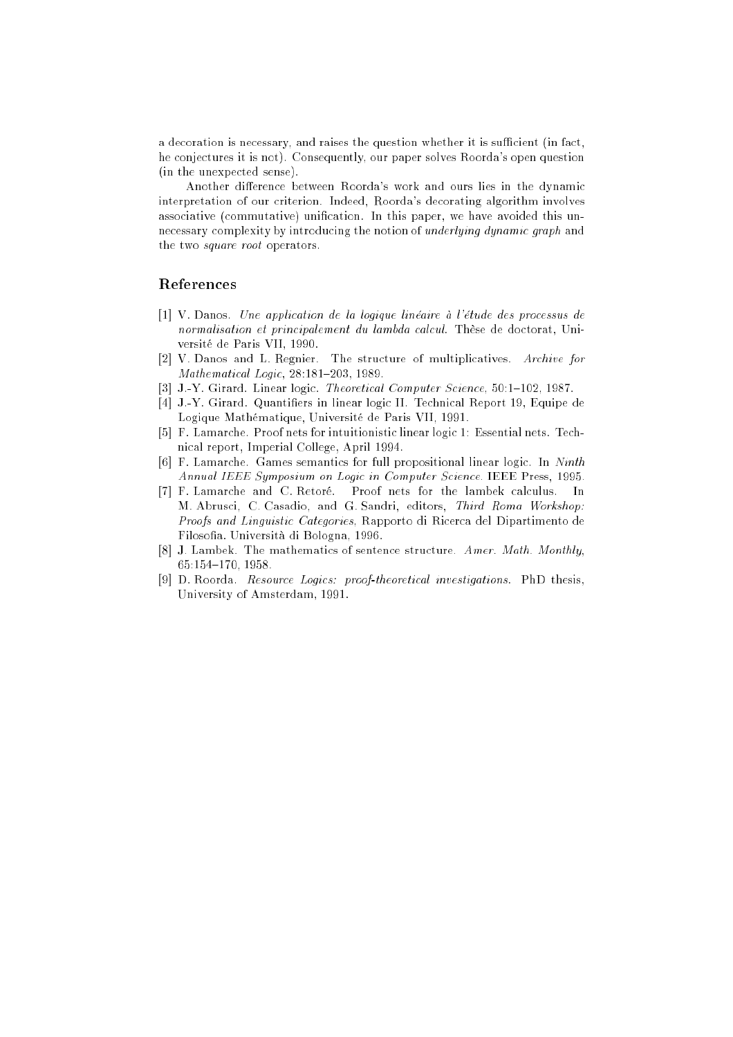a decoration is necessary, and raises the question whether it is sufficient (in fact, he conjectures it is not). Consequently, our paper solves Roorda's open question (in the unexpected sense).

Another difference between Roorda's work and ours lies in the dynamic interpretation of our criterion. Indeed, Roorda's decorating algorithm involves associative (commutative) unification. In this paper, we have avoided this unnecessary complexity by introducing the notion of *underlying dynamic graph* and the two *square root* operators.

## References

[1] V. Danos. *Une application de la logique linéaire à l'étude des processus de normalisation et principalement du lambda calcul.* Thèse de doctorat, Université de Paris VII, 1990.

[2] V. Danos and L. Regnier. The structure of multiplicatives. *Archive for Mathematical Logic*, 28:181–203, 1989.

[3] J.-Y. Girard. Linear logic. *Theoretical Computer Science*, 50:1–102, 1987.

[4] J.-Y. Girard. Quantifiers in linear logic II. Technical Report 19, Equipe de Logique Mathématique, Université de Paris VII, 1991.

[5] F. Lamarche. Proof nets for intuitionistic linear logic 1: Essential nets. Technical report, Imperial College, April 1994.

[6] F. Lamarche. Games semantics for full propositional linear logic. In *Ninth Annual IEEE Symposium on Logic in Computer Science*. IEEE Press, 1995.

[7] F. Lamarche and C. Retoré. Proof nets for the lambek calculus. In M. Abrusci, C. Casadio, and G. Sandri, editors, *Third Roma Workshop: Proofs and Linguistic Categories*, Rapporto di Ricerca del Dipartimento de Filosofia. Università di Bologna, 1996.

[8] J. Lambek. The mathematics of sentence structure. *Amer. Math. Monthly*, 65:154–170, 1958.

[9] D. Roorda. *Resource Logics: proof-theoretical investigations.* PhD thesis, University of Amsterdam, 1991.